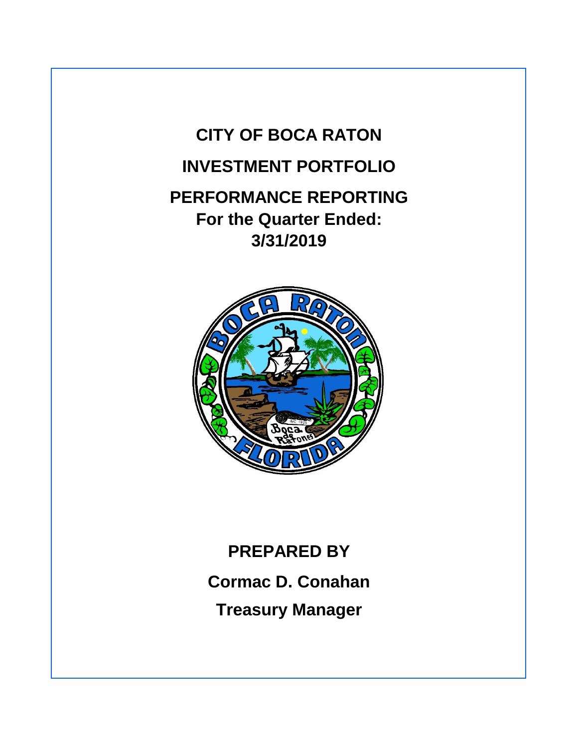# CITY OF BOCA RATON

## INVESTMENT PORTFOLIO

## PERFORMANCE REPORTING

**For the Quarter Ended:**

**3/31/2019**

**PREPARED BY**

**Cormac D. Conahan**

**Treasury Manager**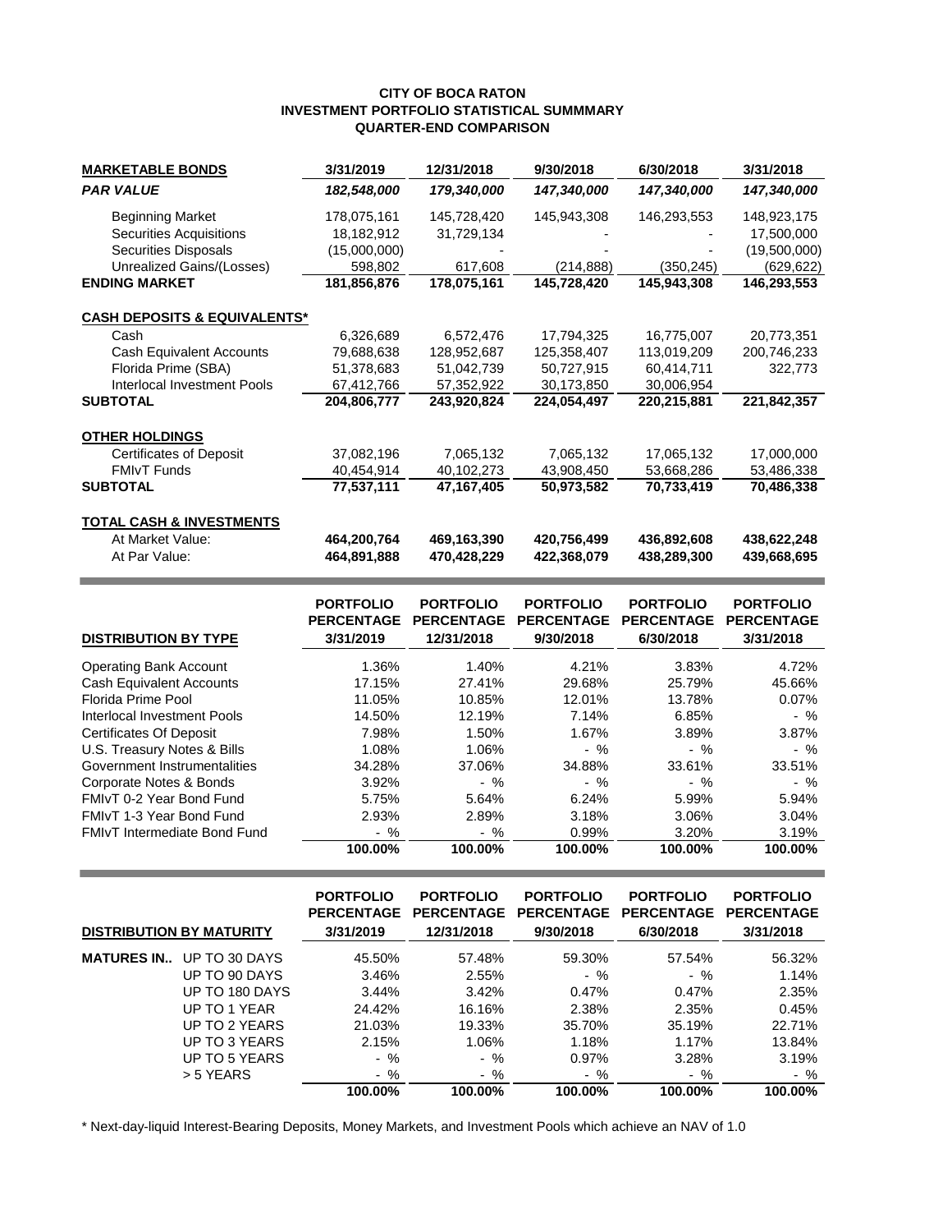# CITY OF BOCA RATON
## INVESTMENT PORTFOLIO STATISTICAL SUMMMARY
## QUARTER-END COMPARISON

| MARKETABLE BONDS | 3/31/2019 | 12/31/2018 | 9/30/2018 | 6/30/2018 | 3/31/2018 |
|---|---|---|---|---|---|
| ***PAR VALUE*** | ***182,548,000*** | ***179,340,000*** | ***147,340,000*** | ***147,340,000*** | ***147,340,000*** |
| Beginning Market | 178,075,161 | 145,728,420 | 145,943,308 | 146,293,553 | 148,923,175 |
| Securities Acquisitions | 18,182,912 | 31,729,134 | - | - | 17,500,000 |
| Securities Disposals | (15,000,000) | - | - | - | (19,500,000) |
| Unrealized Gains/(Losses) | 598,802 | 617,608 | (214,888) | (350,245) | (629,622) |
| **ENDING MARKET** | **181,856,876** | **178,075,161** | **145,728,420** | **145,943,308** | **146,293,553** |
| **CASH DEPOSITS & EQUIVALENTS*** | | | | | |
| Cash | 6,326,689 | 6,572,476 | 17,794,325 | 16,775,007 | 20,773,351 |
| Cash Equivalent Accounts | 79,688,638 | 128,952,687 | 125,358,407 | 113,019,209 | 200,746,233 |
| Florida Prime (SBA) | 51,378,683 | 51,042,739 | 50,727,915 | 60,414,711 | 322,773 |
| Interlocal Investment Pools | 67,412,766 | 57,352,922 | 30,173,850 | 30,006,954 | |
| **SUBTOTAL** | **204,806,777** | **243,920,824** | **224,054,497** | **220,215,881** | **221,842,357** |
| **OTHER HOLDINGS** | | | | | |
| Certificates of Deposit | 37,082,196 | 7,065,132 | 7,065,132 | 17,065,132 | 17,000,000 |
| FMIvT Funds | 40,454,914 | 40,102,273 | 43,908,450 | 53,668,286 | 53,486,338 |
| **SUBTOTAL** | **77,537,111** | **47,167,405** | **50,973,582** | **70,733,419** | **70,486,338** |
| **TOTAL CASH & INVESTMENTS** | | | | | |
| At Market Value: | **464,200,764** | **469,163,390** | **420,756,499** | **436,892,608** | **438,622,248** |
| At Par Value: | **464,891,888** | **470,428,229** | **422,368,079** | **438,289,300** | **439,668,695** |

| DISTRIBUTION BY TYPE | PORTFOLIO PERCENTAGE 3/31/2019 | PORTFOLIO PERCENTAGE 12/31/2018 | PORTFOLIO PERCENTAGE 9/30/2018 | PORTFOLIO PERCENTAGE 6/30/2018 | PORTFOLIO PERCENTAGE 3/31/2018 |
|---|---|---|---|---|---|
| Operating Bank Account | 1.36% | 1.40% | 4.21% | 3.83% | 4.72% |
| Cash Equivalent Accounts | 17.15% | 27.41% | 29.68% | 25.79% | 45.66% |
| Florida Prime Pool | 11.05% | 10.85% | 12.01% | 13.78% | 0.07% |
| Interlocal Investment Pools | 14.50% | 12.19% | 7.14% | 6.85% | - % |
| Certificates Of Deposit | 7.98% | 1.50% | 1.67% | 3.89% | 3.87% |
| U.S. Treasury Notes & Bills | 1.08% | 1.06% | - % | - % | - % |
| Government Instrumentalities | 34.28% | 37.06% | 34.88% | 33.61% | 33.51% |
| Corporate Notes & Bonds | 3.92% | - % | - % | - % | - % |
| FMIvT 0-2 Year Bond Fund | 5.75% | 5.64% | 6.24% | 5.99% | 5.94% |
| FMIvT 1-3 Year Bond Fund | 2.93% | 2.89% | 3.18% | 3.06% | 3.04% |
| FMIvT Intermediate Bond Fund | - % | - % | 0.99% | 3.20% | 3.19% |
| | **100.00%** | **100.00%** | **100.00%** | **100.00%** | **100.00%** |

| DISTRIBUTION BY MATURITY | | PORTFOLIO PERCENTAGE 3/31/2019 | PORTFOLIO PERCENTAGE 12/31/2018 | PORTFOLIO PERCENTAGE 9/30/2018 | PORTFOLIO PERCENTAGE 6/30/2018 | PORTFOLIO PERCENTAGE 3/31/2018 |
|---|---|---|---|---|---|---|
| **MATURES IN..** | UP TO 30 DAYS | 45.50% | 57.48% | 59.30% | 57.54% | 56.32% |
| | UP TO 90 DAYS | 3.46% | 2.55% | - % | - % | 1.14% |
| | UP TO 180 DAYS | 3.44% | 3.42% | 0.47% | 0.47% | 2.35% |
| | UP TO 1 YEAR | 24.42% | 16.16% | 2.38% | 2.35% | 0.45% |
| | UP TO 2 YEARS | 21.03% | 19.33% | 35.70% | 35.19% | 22.71% |
| | UP TO 3 YEARS | 2.15% | 1.06% | 1.18% | 1.17% | 13.84% |
| | UP TO 5 YEARS | - % | - % | 0.97% | 3.28% | 3.19% |
| | > 5 YEARS | - % | - % | - % | - % | - % |
| | | **100.00%** | **100.00%** | **100.00%** | **100.00%** | **100.00%** |

* Next-day-liquid Interest-Bearing Deposits, Money Markets, and Investment Pools which achieve an NAV of 1.0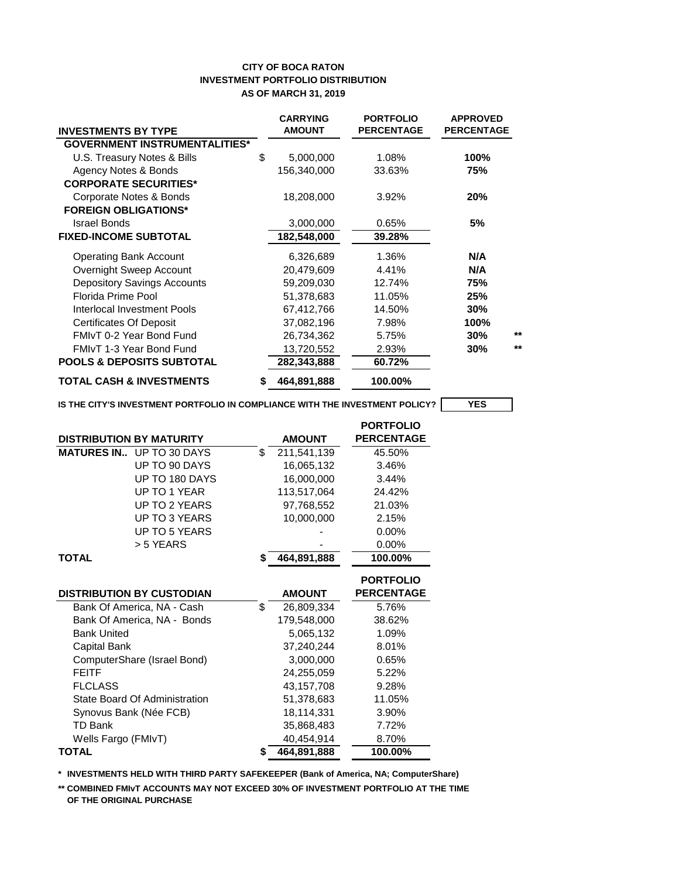**CITY OF BOCA RATON**
**INVESTMENT PORTFOLIO DISTRIBUTION**
**AS OF MARCH 31, 2019**

| INVESTMENTS BY TYPE | CARRYING AMOUNT | PORTFOLIO PERCENTAGE | APPROVED PERCENTAGE | |
|---|---|---|---|---|
| **GOVERNMENT INSTRUMENTALITIES*** | | | | |
| U.S. Treasury Notes & Bills | $ 5,000,000 | 1.08% | **100%** | |
| Agency Notes & Bonds | 156,340,000 | 33.63% | **75%** | |
| **CORPORATE SECURITIES*** | | | | |
| Corporate Notes & Bonds | 18,208,000 | 3.92% | **20%** | |
| **FOREIGN OBLIGATIONS*** | | | | |
| Israel Bonds | 3,000,000 | 0.65% | **5%** | |
| **FIXED-INCOME SUBTOTAL** | **182,548,000** | **39.28%** | | |
| Operating Bank Account | 6,326,689 | 1.36% | **N/A** | |
| Overnight Sweep Account | 20,479,609 | 4.41% | **N/A** | |
| Depository Savings Accounts | 59,209,030 | 12.74% | **75%** | |
| Florida Prime Pool | 51,378,683 | 11.05% | **25%** | |
| Interlocal Investment Pools | 67,412,766 | 14.50% | **30%** | |
| Certificates Of Deposit | 37,082,196 | 7.98% | **100%** | |
| FMIvT 0-2 Year Bond Fund | 26,734,362 | 5.75% | **30%** | ** |
| FMIvT 1-3 Year Bond Fund | 13,720,552 | 2.93% | **30%** | ** |
| **POOLS & DEPOSITS SUBTOTAL** | **282,343,888** | **60.72%** | | |
| **TOTAL CASH & INVESTMENTS** | **$ 464,891,888** | **100.00%** | | |

**IS THE CITY'S INVESTMENT PORTFOLIO IN COMPLIANCE WITH THE INVESTMENT POLICY?** **YES**

| DISTRIBUTION BY MATURITY | | AMOUNT | PORTFOLIO PERCENTAGE |
|---|---|---|---|
| **MATURES IN..** | UP TO 30 DAYS | $ 211,541,139 | 45.50% |
| | UP TO 90 DAYS | 16,065,132 | 3.46% |
| | UP TO 180 DAYS | 16,000,000 | 3.44% |
| | UP TO 1 YEAR | 113,517,064 | 24.42% |
| | UP TO 2 YEARS | 97,768,552 | 21.03% |
| | UP TO 3 YEARS | 10,000,000 | 2.15% |
| | UP TO 5 YEARS | - | 0.00% |
| | > 5 YEARS | - | 0.00% |
| **TOTAL** | | **$ 464,891,888** | **100.00%** |

| DISTRIBUTION BY CUSTODIAN | AMOUNT | PORTFOLIO PERCENTAGE |
|---|---|---|
| Bank Of America, NA - Cash | $ 26,809,334 | 5.76% |
| Bank Of America, NA - Bonds | 179,548,000 | 38.62% |
| Bank United | 5,065,132 | 1.09% |
| Capital Bank | 37,240,244 | 8.01% |
| ComputerShare (Israel Bond) | 3,000,000 | 0.65% |
| FEITF | 24,255,059 | 5.22% |
| FLCLASS | 43,157,708 | 9.28% |
| State Board Of Administration | 51,378,683 | 11.05% |
| Synovus Bank (Née FCB) | 18,114,331 | 3.90% |
| TD Bank | 35,868,483 | 7.72% |
| Wells Fargo (FMIvT) | 40,454,914 | 8.70% |
| **TOTAL** | **$ 464,891,888** | **100.00%** |

**\* INVESTMENTS HELD WITH THIRD PARTY SAFEKEEPER (Bank of America, NA; ComputerShare)**

**\*\* COMBINED FMIvT ACCOUNTS MAY NOT EXCEED 30% OF INVESTMENT PORTFOLIO AT THE TIME OF THE ORIGINAL PURCHASE**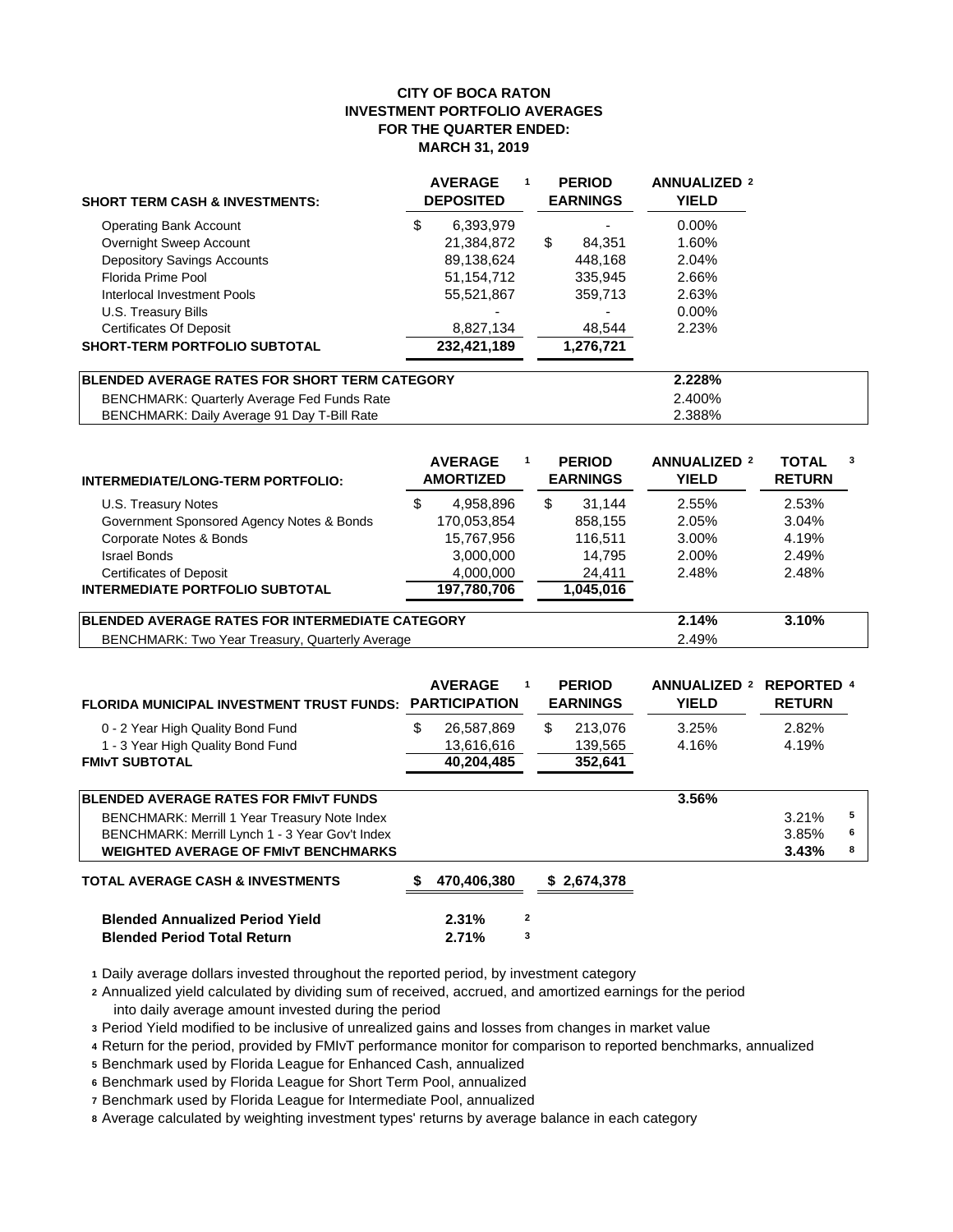# CITY OF BOCA RATON
## INVESTMENT PORTFOLIO AVERAGES
## FOR THE QUARTER ENDED:
## MARCH 31, 2019

| SHORT TERM CASH & INVESTMENTS: | AVERAGE DEPOSITED [1] | PERIOD EARNINGS | ANNUALIZED YIELD [2] |
|---|---|---|---|
| Operating Bank Account | $ 6,393,979 | - | 0.00% |
| Overnight Sweep Account | 21,384,872 | $ 84,351 | 1.60% |
| Depository Savings Accounts | 89,138,624 | 448,168 | 2.04% |
| Florida Prime Pool | 51,154,712 | 335,945 | 2.66% |
| Interlocal Investment Pools | 55,521,867 | 359,713 | 2.63% |
| U.S. Treasury Bills | - | - | 0.00% |
| Certificates Of Deposit | 8,827,134 | 48,544 | 2.23% |
| **SHORT-TERM PORTFOLIO SUBTOTAL** | **232,421,189** | **1,276,721** | |
| **BLENDED AVERAGE RATES FOR SHORT TERM CATEGORY** | | | **2.228%** |
| BENCHMARK: Quarterly Average Fed Funds Rate | | | 2.400% |
| BENCHMARK: Daily Average 91 Day T-Bill Rate | | | 2.388% |

| INTERMEDIATE/LONG-TERM PORTFOLIO: | AVERAGE AMORTIZED [1] | PERIOD EARNINGS | ANNUALIZED YIELD [2] | TOTAL RETURN [3] |
|---|---|---|---|---|
| U.S. Treasury Notes | $ 4,958,896 | $ 31,144 | 2.55% | 2.53% |
| Government Sponsored Agency Notes & Bonds | 170,053,854 | 858,155 | 2.05% | 3.04% |
| Corporate Notes & Bonds | 15,767,956 | 116,511 | 3.00% | 4.19% |
| Israel Bonds | 3,000,000 | 14,795 | 2.00% | 2.49% |
| Certificates of Deposit | 4,000,000 | 24,411 | 2.48% | 2.48% |
| **INTERMEDIATE PORTFOLIO SUBTOTAL** | **197,780,706** | **1,045,016** | | |
| **BLENDED AVERAGE RATES FOR INTERMEDIATE CATEGORY** | | | **2.14%** | **3.10%** |
| BENCHMARK: Two Year Treasury, Quarterly Average | | | 2.49% | |

| FLORIDA MUNICIPAL INVESTMENT TRUST FUNDS: | AVERAGE PARTICIPATION [1] | PERIOD EARNINGS | ANNUALIZED YIELD [2] | REPORTED RETURN [4] |
|---|---|---|---|---|
| 0 - 2 Year High Quality Bond Fund | $ 26,587,869 | $ 213,076 | 3.25% | 2.82% |
| 1 - 3 Year High Quality Bond Fund | 13,616,616 | 139,565 | 4.16% | 4.19% |
| **FMIvT SUBTOTAL** | **40,204,485** | **352,641** | | |
| **BLENDED AVERAGE RATES FOR FMIvT FUNDS** | | | **3.56%** | |
| BENCHMARK: Merrill 1 Year Treasury Note Index | | | | 3.21% [5] |
| BENCHMARK: Merrill Lynch 1 - 3 Year Gov't Index | | | | 3.85% [6] |
| **WEIGHTED AVERAGE OF FMIvT BENCHMARKS** | | | | **3.43%** [8] |
| **TOTAL AVERAGE CASH & INVESTMENTS** | **$ 470,406,380** | **$ 2,674,378** | | |

**Blended Annualized Period Yield** **2.31%** [2]

**Blended Period Total Return** **2.71%** [3]

1 Daily average dollars invested throughout the reported period, by investment category

2 Annualized yield calculated by dividing sum of received, accrued, and amortized earnings for the period into daily average amount invested during the period

3 Period Yield modified to be inclusive of unrealized gains and losses from changes in market value

4 Return for the period, provided by FMIvT performance monitor for comparison to reported benchmarks, annualized

5 Benchmark used by Florida League for Enhanced Cash, annualized

6 Benchmark used by Florida League for Short Term Pool, annualized

7 Benchmark used by Florida League for Intermediate Pool, annualized

8 Average calculated by weighting investment types' returns by average balance in each category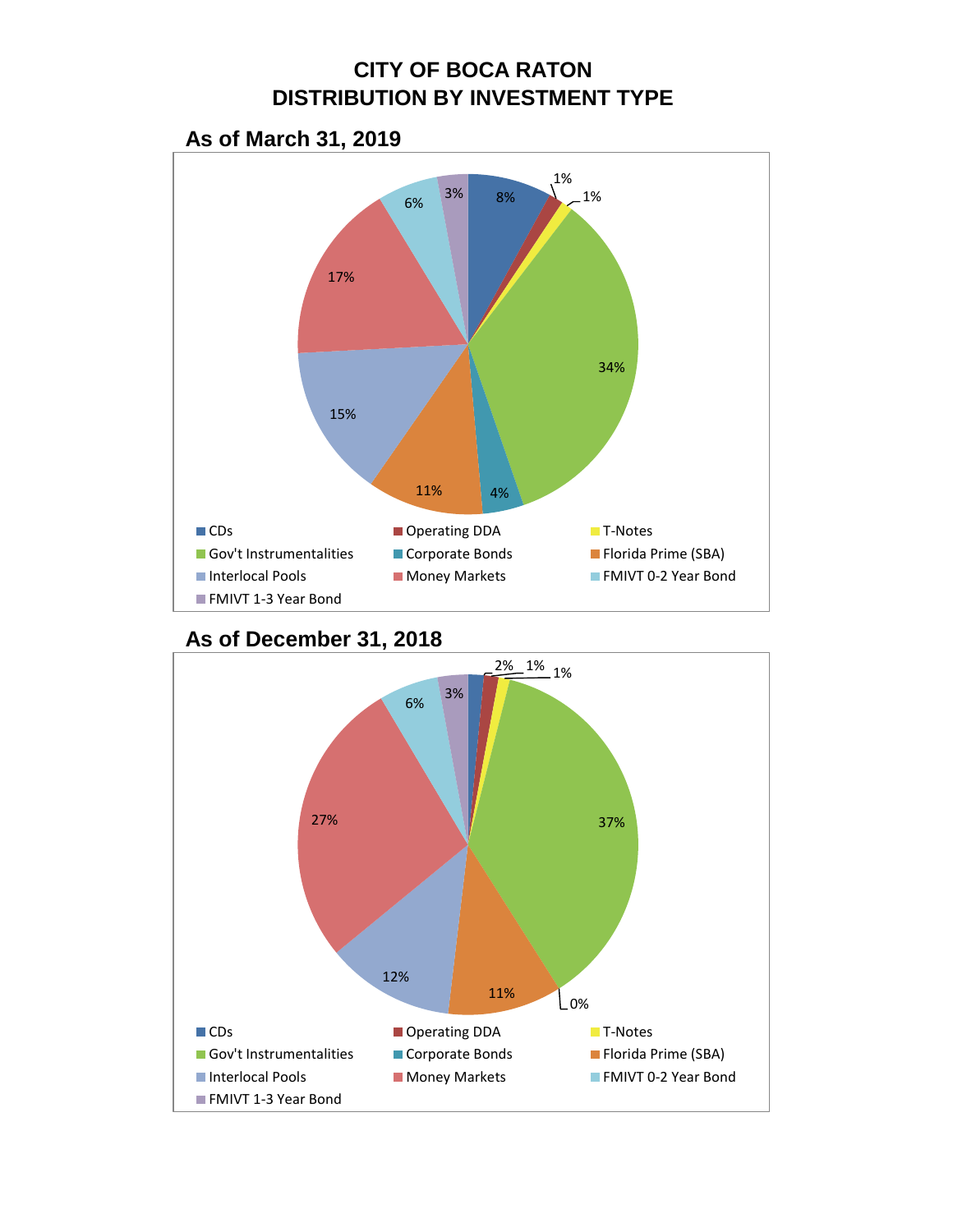# CITY OF BOCA RATON
# DISTRIBUTION BY INVESTMENT TYPE

## As of March 31, 2019

| Investment Type | Percentage |
|---|---|
| CDs | 8% |
| Operating DDA | 1% |
| T-Notes | 1% |
| Gov't Instrumentalities | 34% |
| Corporate Bonds | 4% |
| Florida Prime (SBA) | 11% |
| Interlocal Pools | 15% |
| Money Markets | 17% |
| FMIVT 0-2 Year Bond | 6% |
| FMIVT 1-3 Year Bond | 3% |

## As of December 31, 2018

| Investment Type | Percentage |
|---|---|
| CDs | 2% |
| Operating DDA | 1% |
| T-Notes | 1% |
| Gov't Instrumentalities | 37% |
| Corporate Bonds | 0% |
| Florida Prime (SBA) | 11% |
| Interlocal Pools | 12% |
| Money Markets | 27% |
| FMIVT 0-2 Year Bond | 6% |
| FMIVT 1-3 Year Bond | 3% |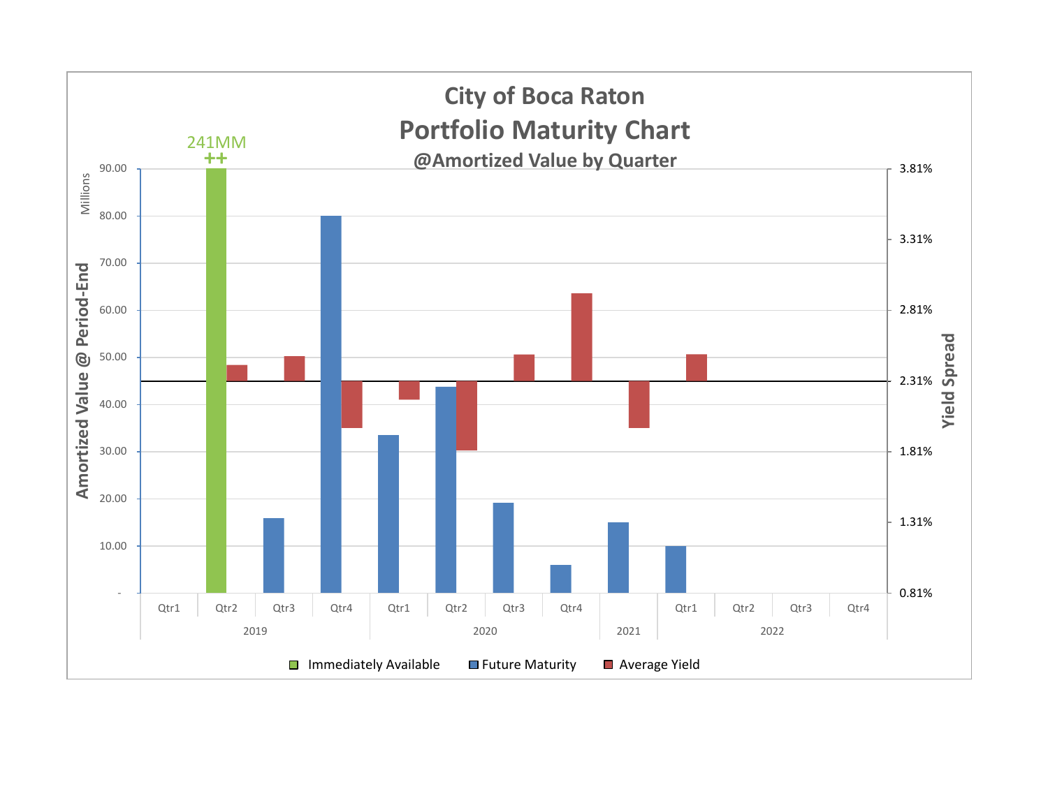# City of Boca Raton

## Portfolio Maturity Chart

### @Amortized Value by Quarter

241MM
++

Amortized Value @ Period-End (Millions): 90.00, 80.00, 70.00, 60.00, 50.00, 40.00, 30.00, 20.00, 10.00, -

Yield Spread: 3.81%, 3.31%, 2.81%, 2.31%, 1.81%, 1.31%, 0.81%

| 2019 | | | | 2020 | | | | 2021 | 2022 | | | |
|---|---|---|---|---|---|---|---|---|---|---|---|---|
| Qtr1 | Qtr2 | Qtr3 | Qtr4 | Qtr1 | Qtr2 | Qtr3 | Qtr4 | | Qtr1 | Qtr2 | Qtr3 | Qtr4 |

Immediately Available  Future Maturity  Average Yield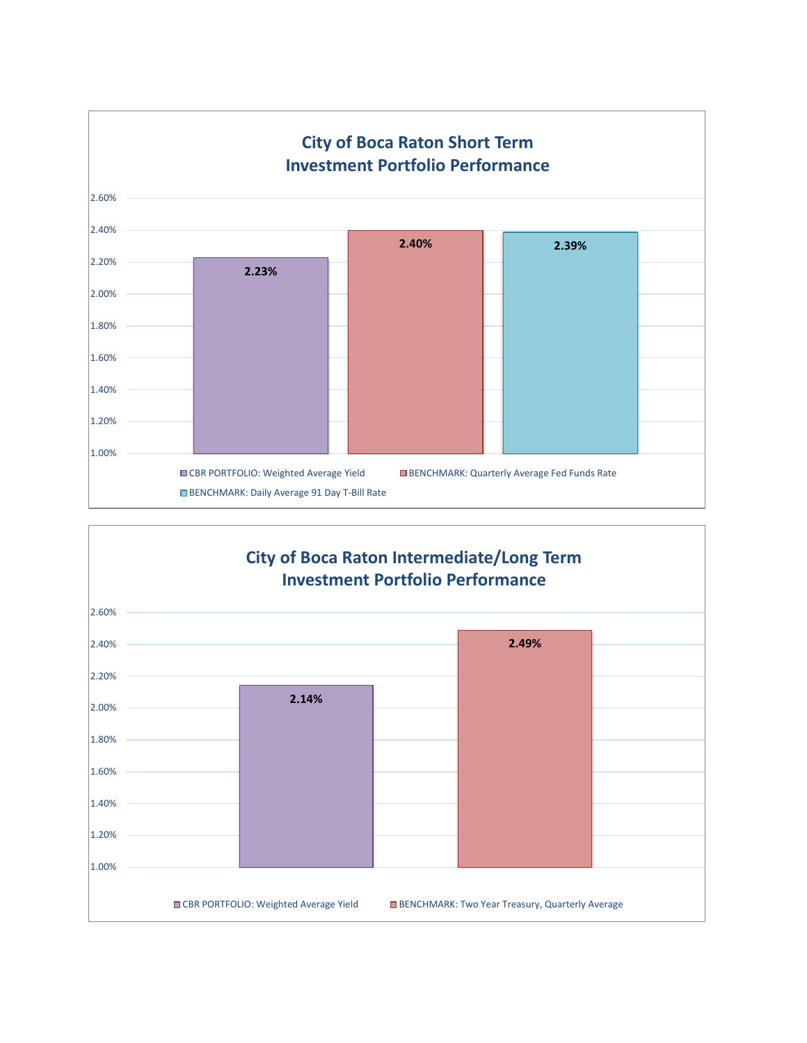## City of Boca Raton Short Term Investment Portfolio Performance

| Series | Value |
| --- | --- |
| CBR PORTFOLIO: Weighted Average Yield | 2.23% |
| BENCHMARK: Quarterly Average Fed Funds Rate | 2.40% |
| BENCHMARK: Daily Average 91 Day T-Bill Rate | 2.39% |

## City of Boca Raton Intermediate/Long Term Investment Portfolio Performance

| Series | Value |
| --- | --- |
| CBR PORTFOLIO: Weighted Average Yield | 2.14% |
| BENCHMARK: Two Year Treasury, Quarterly Average | 2.49% |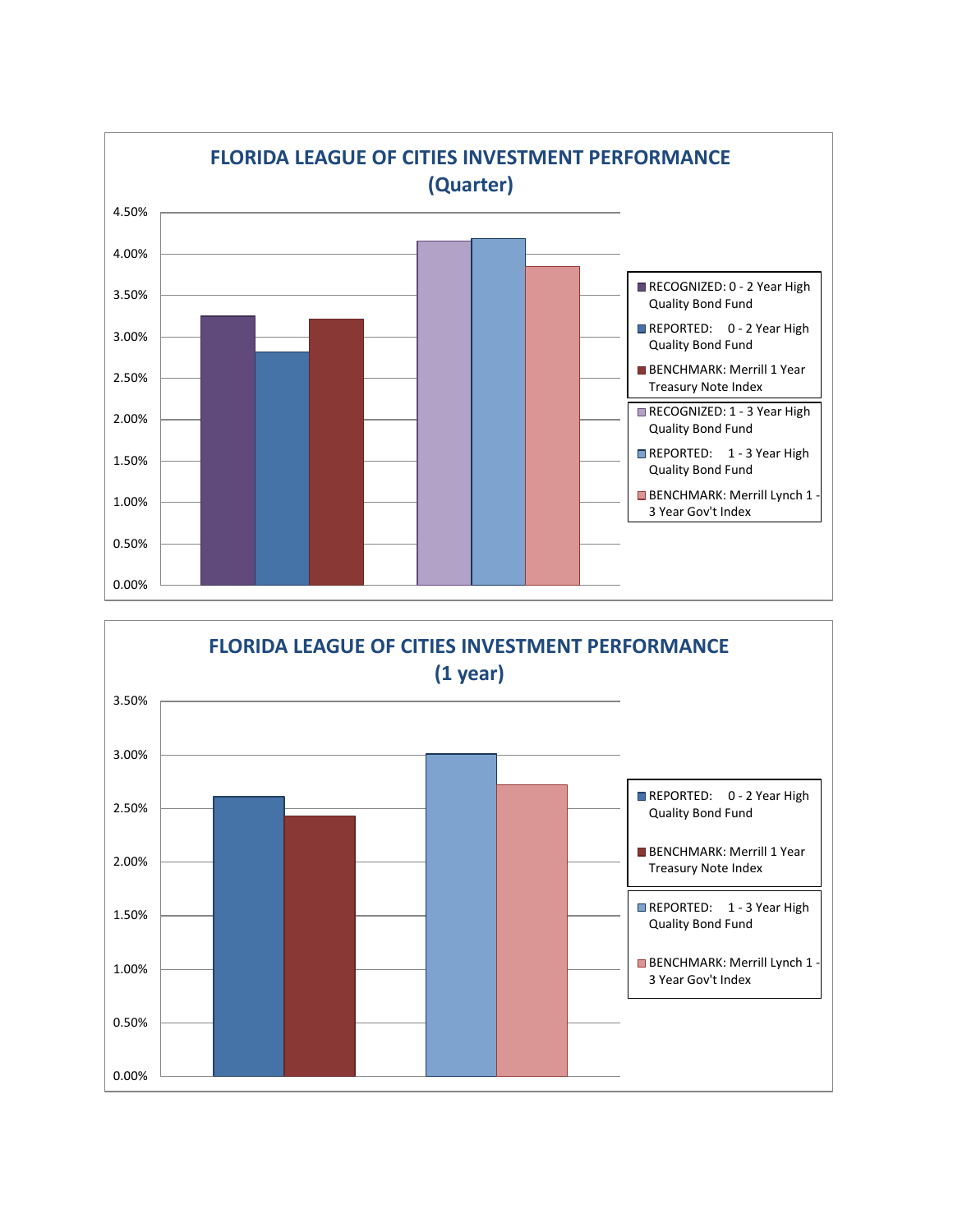## FLORIDA LEAGUE OF CITIES INVESTMENT PERFORMANCE (Quarter)

4.50%
4.00%
3.50%
3.00%
2.50%
2.00%
1.50%
1.00%
0.50%
0.00%

RECOGNIZED: 0 - 2 Year High Quality Bond Fund
REPORTED: 0 - 2 Year High Quality Bond Fund
BENCHMARK: Merrill 1 Year Treasury Note Index
RECOGNIZED: 1 - 3 Year High Quality Bond Fund
REPORTED: 1 - 3 Year High Quality Bond Fund
BENCHMARK: Merrill Lynch 1 - 3 Year Gov't Index

## FLORIDA LEAGUE OF CITIES INVESTMENT PERFORMANCE (1 year)

3.50%
3.00%
2.50%
2.00%
1.50%
1.00%
0.50%
0.00%

REPORTED: 0 - 2 Year High Quality Bond Fund
BENCHMARK: Merrill 1 Year Treasury Note Index
REPORTED: 1 - 3 Year High Quality Bond Fund
BENCHMARK: Merrill Lynch 1 - 3 Year Gov't Index